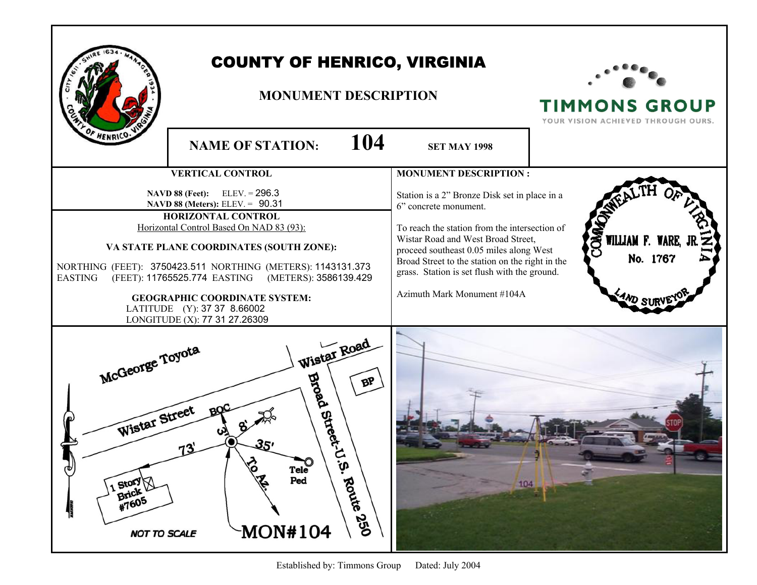# COUNTY OF HENRICO, VIRGINIA

## MONUMENT DESCRIPTION

TIMMONS GROUP
YOUR VISION ACHIEVED THROUGH OURS.

**NAME OF STATION: 104** **SET MAY 1998**

### VERTICAL CONTROL

**NAVD 88 (Feet):** ELEV. = 296.3
**NAVD 88 (Meters):** ELEV. = 90.31

### HORIZONTAL CONTROL

Horizontal Control Based On NAD 83 (93):

**VA STATE PLANE COORDINATES (SOUTH ZONE):**

NORTHING (FEET): 3750423.511 NORTHING (METERS): 1143131.373
EASTING (FEET): 11765525.774 EASTING (METERS): 3586139.429

**GEOGRAPHIC COORDINATE SYSTEM:**

LATITUDE (Y): 37 37 8.66002
LONGITUDE (X): 77 31 27.26309

### MONUMENT DESCRIPTION :

Station is a 2" Bronze Disk set in place in a 6" concrete monument.

To reach the station from the intersection of Wistar Road and West Broad Street, proceed southeast 0.05 miles along West Broad Street to the station on the right in the grass. Station is set flush with the ground.

Azimuth Mark Monument #104A

COMMONWEALTH OF VIRGINIA
WILLIAM F. WARE, JR.
No. 1767
LAND SURVEYOR

McGeorge Toyota
Wistar Road
BP
Broad Street-U.S. Route 250
Wistar Street
BOC
3'
8'
35'
73'
Tele Ped
To Az.
1 Story Brick #7605
NOT TO SCALE
MON#104

Established by: Timmons Group Dated: July 2004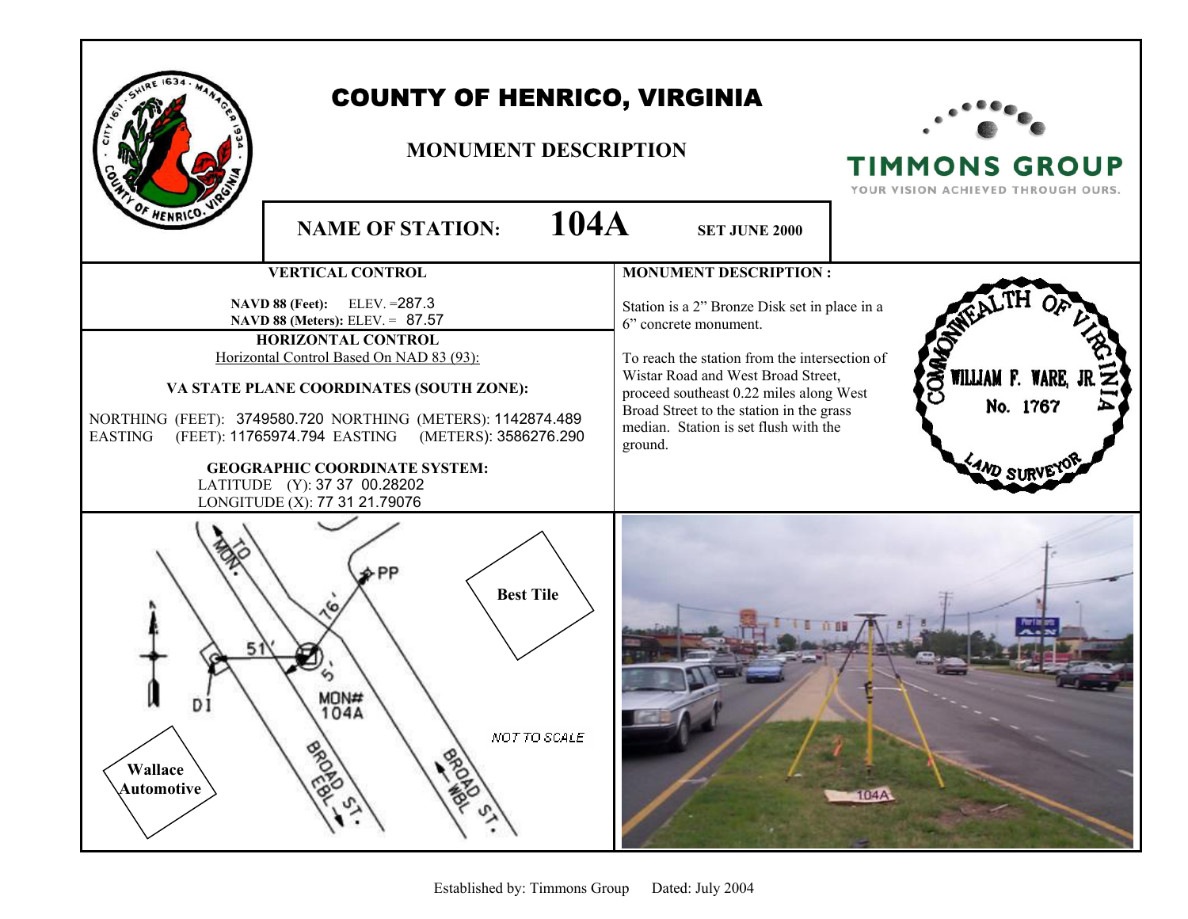# COUNTY OF HENRICO, VIRGINIA

## MONUMENT DESCRIPTION

TIMMONS GROUP
YOUR VISION ACHIEVED THROUGH OURS.

**NAME OF STATION: 104A** **SET JUNE 2000**

### VERTICAL CONTROL

**NAVD 88 (Feet):** ELEV. =287.3
**NAVD 88 (Meters):** ELEV. = 87.57

### HORIZONTAL CONTROL

Horizontal Control Based On NAD 83 (93):

**VA STATE PLANE COORDINATES (SOUTH ZONE):**

NORTHING (FEET): 3749580.720 NORTHING (METERS): 1142874.489
EASTING (FEET): 11765974.794 EASTING (METERS): 3586276.290

**GEOGRAPHIC COORDINATE SYSTEM:**

LATITUDE (Y): 37 37 00.28202
LONGITUDE (X): 77 31 21.79076

### MONUMENT DESCRIPTION :

Station is a 2" Bronze Disk set in place in a 6" concrete monument.

To reach the station from the intersection of Wistar Road and West Broad Street, proceed southeast 0.22 miles along West Broad Street to the station in the grass median. Station is set flush with the ground.

COMMONWEALTH OF VIRGINIA
WILLIAM F. WARE, JR.
No. 1767
LAND SURVEYOR

TO MON.
PP
76'
51'
5'
DI
MON# 104A
Best Tile
NOT TO SCALE
Wallace Automotive
BROAD ST. EBL
BROAD ST. WBL

Established by: Timmons Group Dated: July 2004